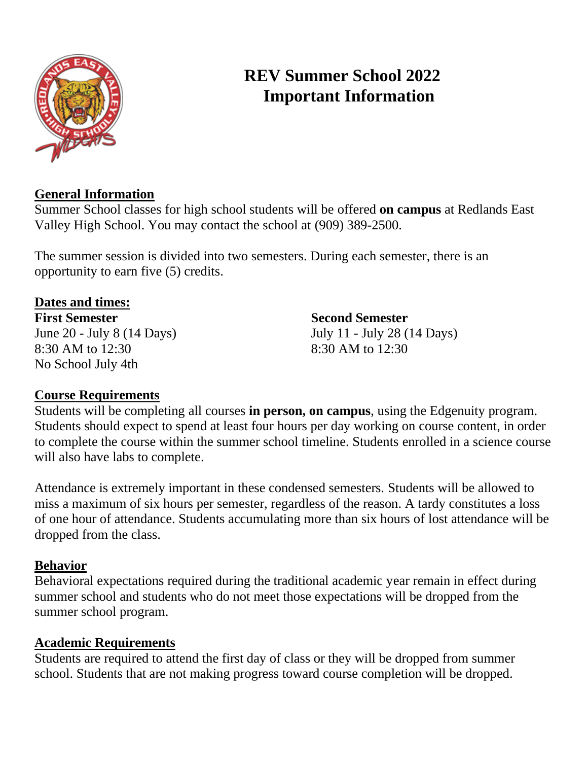# REV Summer School 2022
# Important Information

## General Information

Summer School classes for high school students will be offered **on campus** at Redlands East Valley High School. You may contact the school at (909) 389-2500.

The summer session is divided into two semesters. During each semester, there is an opportunity to earn five (5) credits.

## Dates and times:

**First Semester**
June 20 - July 8 (14 Days)
8:30 AM to 12:30
No School July 4th

**Second Semester**
July 11 - July 28 (14 Days)
8:30 AM to 12:30

## Course Requirements

Students will be completing all courses **in person, on campus**, using the Edgenuity program. Students should expect to spend at least four hours per day working on course content, in order to complete the course within the summer school timeline. Students enrolled in a science course will also have labs to complete.

Attendance is extremely important in these condensed semesters. Students will be allowed to miss a maximum of six hours per semester, regardless of the reason. A tardy constitutes a loss of one hour of attendance. Students accumulating more than six hours of lost attendance will be dropped from the class.

## Behavior

Behavioral expectations required during the traditional academic year remain in effect during summer school and students who do not meet those expectations will be dropped from the summer school program.

## Academic Requirements

Students are required to attend the first day of class or they will be dropped from summer school. Students that are not making progress toward course completion will be dropped.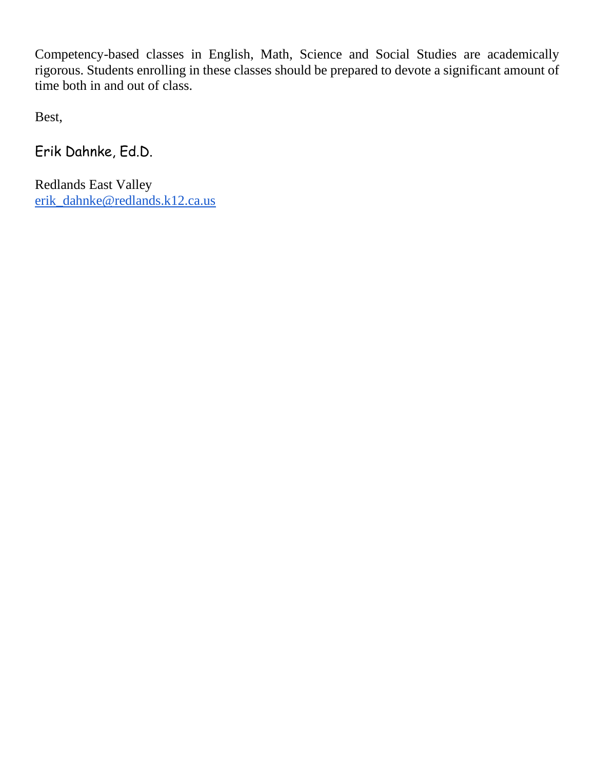Competency-based classes in English, Math, Science and Social Studies are academically rigorous. Students enrolling in these classes should be prepared to devote a significant amount of time both in and out of class.

Best,

Erik Dahnke, Ed.D.

Redlands East Valley
erik_dahnke@redlands.k12.ca.us